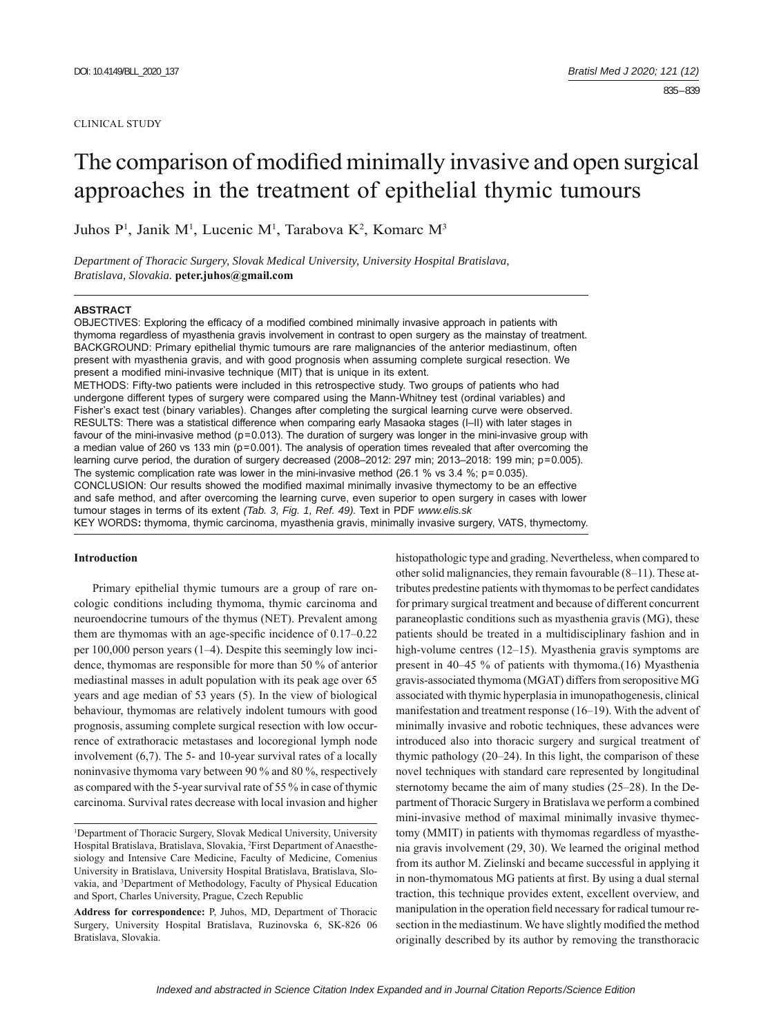CLINICAL STUDY

# The comparison of modified minimally invasive and open surgical approaches in the treatment of epithelial thymic tumours

Juhos P[1], Janik M[1], Lucenic M[1], Tarabova K[2], Komarc M[3]

*Department of Thoracic Surgery, Slovak Medical University, University Hospital Bratislava, Bratislava, Slovakia.* **peter.juhos@gmail.com**

## ABSTRACT

OBJECTIVES: Exploring the efficacy of a modified combined minimally invasive approach in patients with thymoma regardless of myasthenia gravis involvement in contrast to open surgery as the mainstay of treatment.

BACKGROUND: Primary epithelial thymic tumours are rare malignancies of the anterior mediastinum, often present with myasthenia gravis, and with good prognosis when assuming complete surgical resection. We present a modified mini-invasive technique (MIT) that is unique in its extent.

METHODS: Fifty-two patients were included in this retrospective study. Two groups of patients who had undergone different types of surgery were compared using the Mann-Whitney test (ordinal variables) and Fisher's exact test (binary variables). Changes after completing the surgical learning curve were observed.

RESULTS: There was a statistical difference when comparing early Masaoka stages (I–II) with later stages in favour of the mini-invasive method ($p = 0.013$). The duration of surgery was longer in the mini-invasive group with a median value of 260 vs 133 min ($p = 0.001$). The analysis of operation times revealed that after overcoming the learning curve period, the duration of surgery decreased (2008–2012: 297 min; 2013–2018: 199 min; $p = 0.005$). The systemic complication rate was lower in the mini-invasive method (26.1 % vs 3.4 %; $p = 0.035$).

CONCLUSION: Our results showed the modified maximal minimally invasive thymectomy to be an effective and safe method, and after overcoming the learning curve, even superior to open surgery in cases with lower tumour stages in terms of its extent *(Tab. 3, Fig. 1, Ref. 49).* Text in PDF *www.elis.sk*

KEY WORDS: thymoma, thymic carcinoma, myasthenia gravis, minimally invasive surgery, VATS, thymectomy.

## Introduction

Primary epithelial thymic tumours are a group of rare oncologic conditions including thymoma, thymic carcinoma and neuroendocrine tumours of the thymus (NET). Prevalent among them are thymomas with an age-specific incidence of 0.17–0.22 per 100,000 person years (1–4). Despite this seemingly low incidence, thymomas are responsible for more than 50 % of anterior mediastinal masses in adult population with its peak age over 65 years and age median of 53 years (5). In the view of biological behaviour, thymomas are relatively indolent tumours with good prognosis, assuming complete surgical resection with low occurrence of extrathoracic metastases and locoregional lymph node involvement (6,7). The 5- and 10-year survival rates of a locally noninvasive thymoma vary between 90 % and 80 %, respectively as compared with the 5-year survival rate of 55 % in case of thymic carcinoma. Survival rates decrease with local invasion and higher histopathologic type and grading. Nevertheless, when compared to other solid malignancies, they remain favourable (8–11). These attributes predestine patients with thymomas to be perfect candidates for primary surgical treatment and because of different concurrent paraneoplastic conditions such as myasthenia gravis (MG), these patients should be treated in a multidisciplinary fashion and in high-volume centres (12–15). Myasthenia gravis symptoms are present in 40–45 % of patients with thymoma.(16) Myasthenia gravis-associated thymoma (MGAT) differs from seropositive MG associated with thymic hyperplasia in imunopathogenesis, clinical manifestation and treatment response (16–19). With the advent of minimally invasive and robotic techniques, these advances were introduced also into thoracic surgery and surgical treatment of thymic pathology (20–24). In this light, the comparison of these novel techniques with standard care represented by longitudinal sternotomy became the aim of many studies (25–28). In the Department of Thoracic Surgery in Bratislava we perform a combined mini-invasive method of maximal minimally invasive thymectomy (MMIT) in patients with thymomas regardless of myasthenia gravis involvement (29, 30). We learned the original method from its author M. Zielinskí and became successful in applying it in non-thymomatous MG patients at first. By using a dual sternal traction, this technique provides extent, excellent overview, and manipulation in the operation field necessary for radical tumour resection in the mediastinum. We have slightly modified the method originally described by its author by removing the transthoracic

---

[1]Department of Thoracic Surgery, Slovak Medical University, University Hospital Bratislava, Bratislava, Slovakia, [2]First Department of Anaesthesiology and Intensive Care Medicine, Faculty of Medicine, Comenius University in Bratislava, University Hospital Bratislava, Bratislava, Slovakia, and [3]Department of Methodology, Faculty of Physical Education and Sport, Charles University, Prague, Czech Republic

**Address for correspondence:** P, Juhos, MD, Department of Thoracic Surgery, University Hospital Bratislava, Ruzinovska 6, SK-826 06 Bratislava, Slovakia.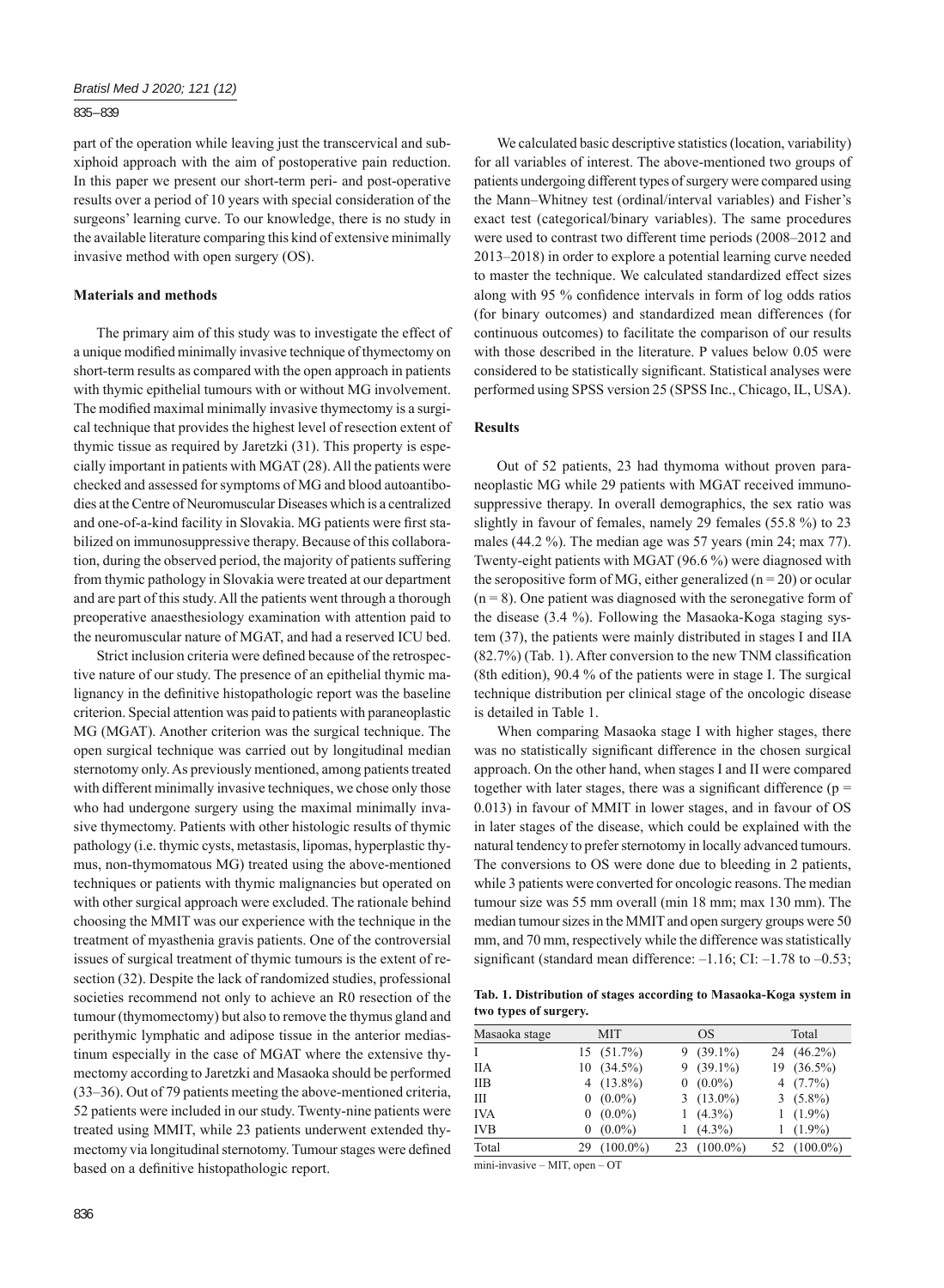part of the operation while leaving just the transcervical and subxiphoid approach with the aim of postoperative pain reduction. In this paper we present our short-term peri- and post-operative results over a period of 10 years with special consideration of the surgeons' learning curve. To our knowledge, there is no study in the available literature comparing this kind of extensive minimally invasive method with open surgery (OS).

## Materials and methods

The primary aim of this study was to investigate the effect of a unique modified minimally invasive technique of thymectomy on short-term results as compared with the open approach in patients with thymic epithelial tumours with or without MG involvement. The modified maximal minimally invasive thymectomy is a surgical technique that provides the highest level of resection extent of thymic tissue as required by Jaretzki (31). This property is especially important in patients with MGAT (28). All the patients were checked and assessed for symptoms of MG and blood autoantibodies at the Centre of Neuromuscular Diseases which is a centralized and one-of-a-kind facility in Slovakia. MG patients were first stabilized on immunosuppressive therapy. Because of this collaboration, during the observed period, the majority of patients suffering from thymic pathology in Slovakia were treated at our department and are part of this study. All the patients went through a thorough preoperative anaesthesiology examination with attention paid to the neuromuscular nature of MGAT, and had a reserved ICU bed.

Strict inclusion criteria were defined because of the retrospective nature of our study. The presence of an epithelial thymic malignancy in the definitive histopathologic report was the baseline criterion. Special attention was paid to patients with paraneoplastic MG (MGAT). Another criterion was the surgical technique. The open surgical technique was carried out by longitudinal median sternotomy only. As previously mentioned, among patients treated with different minimally invasive techniques, we chose only those who had undergone surgery using the maximal minimally invasive thymectomy. Patients with other histologic results of thymic pathology (i.e. thymic cysts, metastasis, lipomas, hyperplastic thymus, non-thymomatous MG) treated using the above-mentioned techniques or patients with thymic malignancies but operated on with other surgical approach were excluded. The rationale behind choosing the MMIT was our experience with the technique in the treatment of myasthenia gravis patients. One of the controversial issues of surgical treatment of thymic tumours is the extent of resection (32). Despite the lack of randomized studies, professional societies recommend not only to achieve an R0 resection of the tumour (thymomectomy) but also to remove the thymus gland and perithymic lymphatic and adipose tissue in the anterior mediastinum especially in the case of MGAT where the extensive thymectomy according to Jaretzki and Masaoka should be performed (33–36). Out of 79 patients meeting the above-mentioned criteria, 52 patients were included in our study. Twenty-nine patients were treated using MMIT, while 23 patients underwent extended thymectomy via longitudinal sternotomy. Tumour stages were defined based on a definitive histopathologic report.

We calculated basic descriptive statistics (location, variability) for all variables of interest. The above-mentioned two groups of patients undergoing different types of surgery were compared using the Mann–Whitney test (ordinal/interval variables) and Fisher's exact test (categorical/binary variables). The same procedures were used to contrast two different time periods (2008–2012 and 2013–2018) in order to explore a potential learning curve needed to master the technique. We calculated standardized effect sizes along with 95 % confidence intervals in form of log odds ratios (for binary outcomes) and standardized mean differences (for continuous outcomes) to facilitate the comparison of our results with those described in the literature. P values below 0.05 were considered to be statistically significant. Statistical analyses were performed using SPSS version 25 (SPSS Inc., Chicago, IL, USA).

## Results

Out of 52 patients, 23 had thymoma without proven paraneoplastic MG while 29 patients with MGAT received immunosuppressive therapy. In overall demographics, the sex ratio was slightly in favour of females, namely 29 females (55.8 %) to 23 males (44.2 %). The median age was 57 years (min 24; max 77). Twenty-eight patients with MGAT (96.6 %) were diagnosed with the seropositive form of MG, either generalized (n = 20) or ocular (n = 8). One patient was diagnosed with the seronegative form of the disease (3.4 %). Following the Masaoka-Koga staging system (37), the patients were mainly distributed in stages I and IIA (82.7%) (Tab. 1). After conversion to the new TNM classification (8th edition), 90.4 % of the patients were in stage I. The surgical technique distribution per clinical stage of the oncologic disease is detailed in Table 1.

When comparing Masaoka stage I with higher stages, there was no statistically significant difference in the chosen surgical approach. On the other hand, when stages I and II were compared together with later stages, there was a significant difference (p = 0.013) in favour of MMIT in lower stages, and in favour of OS in later stages of the disease, which could be explained with the natural tendency to prefer sternotomy in locally advanced tumours. The conversions to OS were done due to bleeding in 2 patients, while 3 patients were converted for oncologic reasons. The median tumour size was 55 mm overall (min 18 mm; max 130 mm). The median tumour sizes in the MMIT and open surgery groups were 50 mm, and 70 mm, respectively while the difference was statistically significant (standard mean difference: –1.16; CI: –1.78 to –0.53;

**Tab. 1. Distribution of stages according to Masaoka-Koga system in two types of surgery.**

| Masaoka stage | MIT | OS | Total |
|---|---|---|---|
| I | 15 (51.7%) | 9 (39.1%) | 24 (46.2%) |
| IIA | 10 (34.5%) | 9 (39.1%) | 19 (36.5%) |
| IIB | 4 (13.8%) | 0 (0.0%) | 4 (7.7%) |
| III | 0 (0.0%) | 3 (13.0%) | 3 (5.8%) |
| IVA | 0 (0.0%) | 1 (4.3%) | 1 (1.9%) |
| IVB | 0 (0.0%) | 1 (4.3%) | 1 (1.9%) |
| Total | 29 (100.0%) | 23 (100.0%) | 52 (100.0%) |

mini-invasive – MIT, open – OT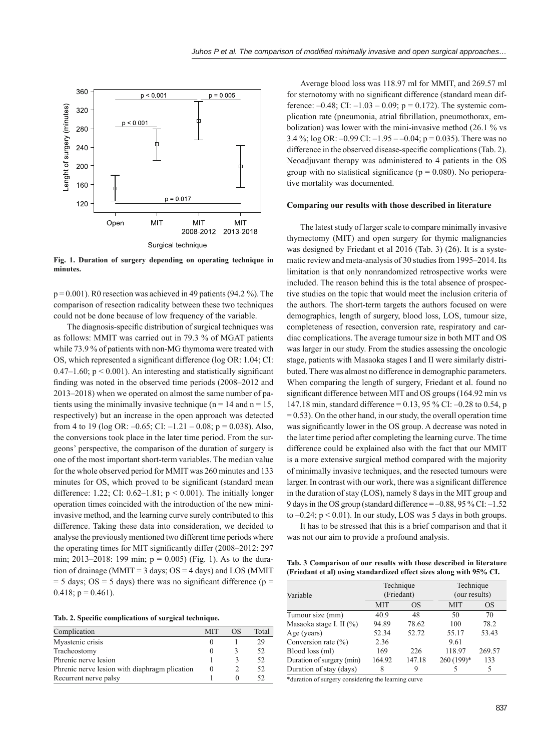Fig. 1. Duration of surgery depending on operating technique in minutes.

$p = 0.001$). R0 resection was achieved in 49 patients (94.2 %). The comparison of resection radicality between these two techniques could not be done because of low frequency of the variable.

The diagnosis-specific distribution of surgical techniques was as follows: MMIT was carried out in 79.3 % of MGAT patients while 73.9 % of patients with non-MG thymoma were treated with OS, which represented a significant difference (log OR: 1.04; CI: 0.47–1.60; $p < 0.001$). An interesting and statistically significant finding was noted in the observed time periods (2008–2012 and 2013–2018) when we operated on almost the same number of patients using the minimally invasive technique ($n = 14$ and $n = 15$, respectively) but an increase in the open approach was detected from 4 to 19 (log OR: –0.65; CI: –1.21 – 0.08; $p = 0.038$). Also, the conversions took place in the later time period. From the surgeons' perspective, the comparison of the duration of surgery is one of the most important short-term variables. The median value for the whole observed period for MMIT was 260 minutes and 133 minutes for OS, which proved to be significant (standard mean difference: 1.22; CI: 0.62–1.81; $p < 0.001$). The initially longer operation times coincided with the introduction of the new mini-invasive method, and the learning curve surely contributed to this difference. Taking these data into consideration, we decided to analyse the previously mentioned two different time periods where the operating times for MIT significantly differ (2008–2012: 297 min; 2013–2018: 199 min; $p = 0.005$) (Fig. 1). As to the duration of drainage (MMIT = 3 days; OS = 4 days) and LOS (MMIT = 5 days; OS = 5 days) there was no significant difference ($p = 0.418$; $p = 0.461$).

**Tab. 2. Specific complications of surgical technique.**

| Complication | MIT | OS | Total |
|---|---|---|---|
| Myastenic crisis | 0 | 1 | 29 |
| Tracheostomy | 0 | 3 | 52 |
| Phrenic nerve lesion | 1 | 3 | 52 |
| Phrenic nerve lesion with diaphragm plication | 0 | 2 | 52 |
| Recurrent nerve palsy | 1 | 0 | 52 |

Average blood loss was 118.97 ml for MMIT, and 269.57 ml for sternotomy with no significant difference (standard mean difference: –0.48; CI: –1.03 – 0.09; $p = 0.172$). The systemic complication rate (pneumonia, atrial fibrillation, pneumothorax, embolization) was lower with the mini-invasive method (26.1 % vs 3.4 %; log OR: –0.99 CI: –1.95 – –0.04; $p = 0.035$). There was no difference in the observed disease-specific complications (Tab. 2). Neoadjuvant therapy was administered to 4 patients in the OS group with no statistical significance ($p = 0.080$). No perioperative mortality was documented.

**Comparing our results with those described in literature**

The latest study of larger scale to compare minimally invasive thymectomy (MIT) and open surgery for thymic malignancies was designed by Friedant et al 2016 (Tab. 3) (26). It is a systematic review and meta-analysis of 30 studies from 1995–2014. Its limitation is that only nonrandomized retrospective works were included. The reason behind this is the total absence of prospective studies on the topic that would meet the inclusion criteria of the authors. The short-term targets the authors focused on were demographics, length of surgery, blood loss, LOS, tumour size, completeness of resection, conversion rate, respiratory and cardiac complications. The average tumour size in both MIT and OS was larger in our study. From the studies assessing the oncologic stage, patients with Masaoka stages I and II were similarly distributed. There was almost no difference in demographic parameters. When comparing the length of surgery, Friedant et al. found no significant difference between MIT and OS groups (164.92 min vs 147.18 min, standard difference = 0.13, 95 % CI: –0.28 to 0.54, $p = 0.53$). On the other hand, in our study, the overall operation time was significantly lower in the OS group. A decrease was noted in the later time period after completing the learning curve. The time difference could be explained also with the fact that our MMIT is a more extensive surgical method compared with the majority of minimally invasive techniques, and the resected tumours were larger. In contrast with our work, there was a significant difference in the duration of stay (LOS), namely 8 days in the MIT group and 9 days in the OS group (standard difference = –0.88, 95 % CI: –1.52 to –0.24; $p < 0.01$). In our study, LOS was 5 days in both groups.

It has to be stressed that this is a brief comparison and that it was not our aim to provide a profound analysis.

**Tab. 3 Comparison of our results with those described in literature (Friedant et al) using standardized effect sizes along with 95% CI.**

| Variable | Technique (Friedant) | | Technique (our results) | |
|---|---|---|---|---|
| | MIT | OS | MIT | OS |
| Tumour size (mm) | 40.9 | 48 | 50 | 70 |
| Masaoka stage I. II (%) | 94.89 | 78.62 | 100 | 78.2 |
| Age (years) | 52.34 | 52.72 | 55.17 | 53.43 |
| Conversion rate (%) | 2.36 | | 9.61 | |
| Blood loss (ml) | 169 | 226 | 118.97 | 269.57 |
| Duration of surgery (min) | 164.92 | 147.18 | 260 (199)* | 133 |
| Duration of stay (days) | 8 | 9 | 5 | 5 |

*duration of surgery considering the learning curve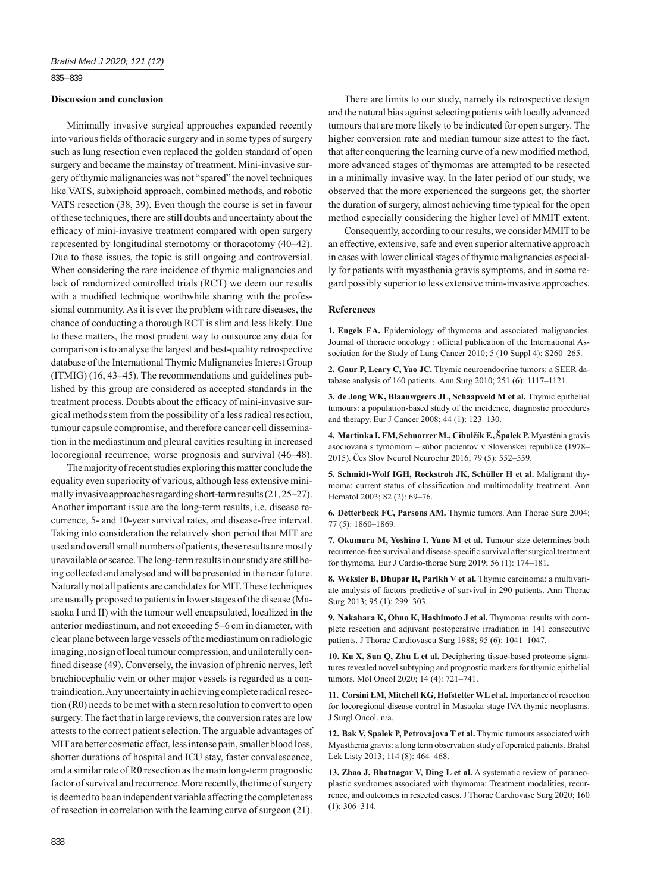## Discussion and conclusion

Minimally invasive surgical approaches expanded recently into various fields of thoracic surgery and in some types of surgery such as lung resection even replaced the golden standard of open surgery and became the mainstay of treatment. Mini-invasive surgery of thymic malignancies was not "spared" the novel techniques like VATS, subxiphoid approach, combined methods, and robotic VATS resection (38, 39). Even though the course is set in favour of these techniques, there are still doubts and uncertainty about the efficacy of mini-invasive treatment compared with open surgery represented by longitudinal sternotomy or thoracotomy (40–42). Due to these issues, the topic is still ongoing and controversial. When considering the rare incidence of thymic malignancies and lack of randomized controlled trials (RCT) we deem our results with a modified technique worthwhile sharing with the professional community. As it is ever the problem with rare diseases, the chance of conducting a thorough RCT is slim and less likely. Due to these matters, the most prudent way to outsource any data for comparison is to analyse the largest and best-quality retrospective database of the International Thymic Malignancies Interest Group (ITMIG) (16, 43–45). The recommendations and guidelines published by this group are considered as accepted standards in the treatment process. Doubts about the efficacy of mini-invasive surgical methods stem from the possibility of a less radical resection, tumour capsule compromise, and therefore cancer cell dissemination in the mediastinum and pleural cavities resulting in increased locoregional recurrence, worse prognosis and survival (46–48).

The majority of recent studies exploring this matter conclude the equality even superiority of various, although less extensive minimally invasive approaches regarding short-term results (21, 25–27). Another important issue are the long-term results, i.e. disease recurrence, 5- and 10-year survival rates, and disease-free interval. Taking into consideration the relatively short period that MIT are used and overall small numbers of patients, these results are mostly unavailable or scarce. The long-term results in our study are still being collected and analysed and will be presented in the near future. Naturally not all patients are candidates for MIT. These techniques are usually proposed to patients in lower stages of the disease (Masaoka I and II) with the tumour well encapsulated, localized in the anterior mediastinum, and not exceeding 5–6 cm in diameter, with clear plane between large vessels of the mediastinum on radiologic imaging, no sign of local tumour compression, and unilaterally confined disease (49). Conversely, the invasion of phrenic nerves, left brachiocephalic vein or other major vessels is regarded as a contraindication. Any uncertainty in achieving complete radical resection (R0) needs to be met with a stern resolution to convert to open surgery. The fact that in large reviews, the conversion rates are low attests to the correct patient selection. The arguable advantages of MIT are better cosmetic effect, less intense pain, smaller blood loss, shorter durations of hospital and ICU stay, faster convalescence, and a similar rate of R0 resection as the main long-term prognostic factor of survival and recurrence. More recently, the time of surgery is deemed to be an independent variable affecting the completeness of resection in correlation with the learning curve of surgeon (21).

There are limits to our study, namely its retrospective design and the natural bias against selecting patients with locally advanced tumours that are more likely to be indicated for open surgery. The higher conversion rate and median tumour size attest to the fact, that after conquering the learning curve of a new modified method, more advanced stages of thymomas are attempted to be resected in a minimally invasive way. In the later period of our study, we observed that the more experienced the surgeons get, the shorter the duration of surgery, almost achieving time typical for the open method especially considering the higher level of MMIT extent.

Consequently, according to our results, we consider MMIT to be an effective, extensive, safe and even superior alternative approach in cases with lower clinical stages of thymic malignancies especially for patients with myasthenia gravis symptoms, and in some regard possibly superior to less extensive mini-invasive approaches.

## References

**1. Engels EA.** Epidemiology of thymoma and associated malignancies. Journal of thoracic oncology : official publication of the International Association for the Study of Lung Cancer 2010; 5 (10 Suppl 4): S260–265.

**2. Gaur P, Leary C, Yao JC.** Thymic neuroendocrine tumors: a SEER database analysis of 160 patients. Ann Surg 2010; 251 (6): 1117–1121.

**3. de Jong WK, Blaauwgeers JL, Schaapveld M et al.** Thymic epithelial tumours: a population-based study of the incidence, diagnostic procedures and therapy. Eur J Cancer 2008; 44 (1): 123–130.

**4. Martinka I. FM, Schnorrer M., Cibulčík F., Špalek P.** Myasténia gravis asociovaná s tymómom – súbor pacientov v Slovenskej republike (1978–2015). Čes Slov Neurol Neurochir 2016; 79 (5): 552–559.

**5. Schmidt-Wolf IGH, Rockstroh JK, Schüller H et al.** Malignant thymoma: current status of classification and multimodality treatment. Ann Hematol 2003; 82 (2): 69–76.

**6. Detterbeck FC, Parsons AM.** Thymic tumors. Ann Thorac Surg 2004; 77 (5): 1860–1869.

**7. Okumura M, Yoshino I, Yano M et al.** Tumour size determines both recurrence-free survival and disease-specific survival after surgical treatment for thymoma. Eur J Cardio-thorac Surg 2019; 56 (1): 174–181.

**8. Weksler B, Dhupar R, Parikh V et al.** Thymic carcinoma: a multivariate analysis of factors predictive of survival in 290 patients. Ann Thorac Surg 2013; 95 (1): 299–303.

**9. Nakahara K, Ohno K, Hashimoto J et al.** Thymoma: results with complete resection and adjuvant postoperative irradiation in 141 consecutive patients. J Thorac Cardiovascu Surg 1988; 95 (6): 1041–1047.

**10. Ku X, Sun Q, Zhu L et al.** Deciphering tissue-based proteome signatures revealed novel subtyping and prognostic markers for thymic epithelial tumors. Mol Oncol 2020; 14 (4): 721–741.

**11. Corsini EM, Mitchell KG, Hofstetter WL et al.** Importance of resection for locoregional disease control in Masaoka stage IVA thymic neoplasms. J Surgl Oncol. n/a.

**12. Bak V, Spalek P, Petrovajova T et al.** Thymic tumours associated with Myasthenia gravis: a long term observation study of operated patients. Bratisl Lek Listy 2013; 114 (8): 464–468.

**13. Zhao J, Bhatnagar V, Ding L et al.** A systematic review of paraneoplastic syndromes associated with thymoma: Treatment modalities, recurrence, and outcomes in resected cases. J Thorac Cardiovasc Surg 2020; 160 (1): 306–314.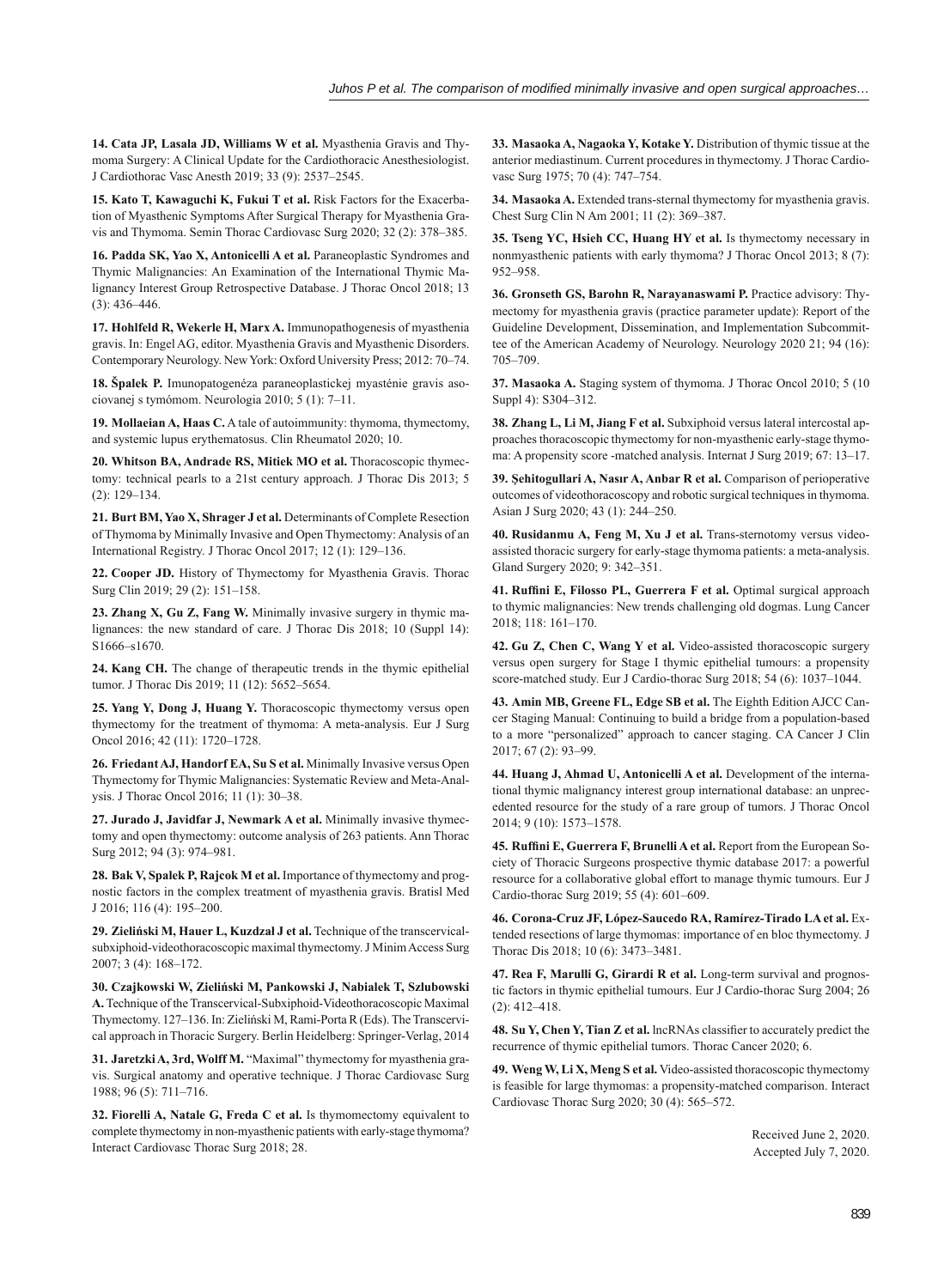**14. Cata JP, Lasala JD, Williams W et al.** Myasthenia Gravis and Thymoma Surgery: A Clinical Update for the Cardiothoracic Anesthesiologist. J Cardiothorac Vasc Anesth 2019; 33 (9): 2537–2545.

**15. Kato T, Kawaguchi K, Fukui T et al.** Risk Factors for the Exacerbation of Myasthenic Symptoms After Surgical Therapy for Myasthenia Gravis and Thymoma. Semin Thorac Cardiovasc Surg 2020; 32 (2): 378–385.

**16. Padda SK, Yao X, Antonicelli A et al.** Paraneoplastic Syndromes and Thymic Malignancies: An Examination of the International Thymic Malignancy Interest Group Retrospective Database. J Thorac Oncol 2018; 13 (3): 436–446.

**17. Hohlfeld R, Wekerle H, Marx A.** Immunopathogenesis of myasthenia gravis. In: Engel AG, editor. Myasthenia Gravis and Myasthenic Disorders. Contemporary Neurology. New York: Oxford University Press; 2012: 70–74.

**18. Špalek P.** Imunopatogenéza paraneoplastickej myasténie gravis asociovanej s tymómom. Neurologia 2010; 5 (1): 7–11.

**19. Mollaeian A, Haas C.** A tale of autoimmunity: thymoma, thymectomy, and systemic lupus erythematosus. Clin Rheumatol 2020; 10.

**20. Whitson BA, Andrade RS, Mitiek MO et al.** Thoracoscopic thymectomy: technical pearls to a 21st century approach. J Thorac Dis 2013; 5 (2): 129–134.

**21. Burt BM, Yao X, Shrager J et al.** Determinants of Complete Resection of Thymoma by Minimally Invasive and Open Thymectomy: Analysis of an International Registry. J Thorac Oncol 2017; 12 (1): 129–136.

**22. Cooper JD.** History of Thymectomy for Myasthenia Gravis. Thorac Surg Clin 2019; 29 (2): 151–158.

**23. Zhang X, Gu Z, Fang W.** Minimally invasive surgery in thymic malignances: the new standard of care. J Thorac Dis 2018; 10 (Suppl 14): S1666–s1670.

**24. Kang CH.** The change of therapeutic trends in the thymic epithelial tumor. J Thorac Dis 2019; 11 (12): 5652–5654.

**25. Yang Y, Dong J, Huang Y.** Thoracoscopic thymectomy versus open thymectomy for the treatment of thymoma: A meta-analysis. Eur J Surg Oncol 2016; 42 (11): 1720–1728.

**26. Friedant AJ, Handorf EA, Su S et al.** Minimally Invasive versus Open Thymectomy for Thymic Malignancies: Systematic Review and Meta-Analysis. J Thorac Oncol 2016; 11 (1): 30–38.

**27. Jurado J, Javidfar J, Newmark A et al.** Minimally invasive thymectomy and open thymectomy: outcome analysis of 263 patients. Ann Thorac Surg 2012; 94 (3): 974–981.

**28. Bak V, Spalek P, Rajcok M et al.** Importance of thymectomy and prognostic factors in the complex treatment of myasthenia gravis. Bratisl Med J 2016; 116 (4): 195–200.

**29. Zieliński M, Hauer L, Kuzdzał J et al.** Technique of the transcervical-subxiphoid-videothoracoscopic maximal thymectomy. J Minim Access Surg 2007; 3 (4): 168–172.

**30. Czajkowski W, Zieliński M, Pankowski J, Nabialek T, Szlubowski A.** Technique of the Transcervical-Subxiphoid-Videothoracoscopic Maximal Thymectomy. 127–136. In: Zieliński M, Rami-Porta R (Eds). The Transcervical approach in Thoracic Surgery. Berlin Heidelberg: Springer-Verlag, 2014

**31. Jaretzki A, 3rd, Wolff M.** "Maximal" thymectomy for myasthenia gravis. Surgical anatomy and operative technique. J Thorac Cardiovasc Surg 1988; 96 (5): 711–716.

**32. Fiorelli A, Natale G, Freda C et al.** Is thymomectomy equivalent to complete thymectomy in non-myasthenic patients with early-stage thymoma? Interact Cardiovasc Thorac Surg 2018; 28.

**33. Masaoka A, Nagaoka Y, Kotake Y.** Distribution of thymic tissue at the anterior mediastinum. Current procedures in thymectomy. J Thorac Cardiovasc Surg 1975; 70 (4): 747–754.

**34. Masaoka A.** Extended trans-sternal thymectomy for myasthenia gravis. Chest Surg Clin N Am 2001; 11 (2): 369–387.

**35. Tseng YC, Hsieh CC, Huang HY et al.** Is thymectomy necessary in nonmyasthenic patients with early thymoma? J Thorac Oncol 2013; 8 (7): 952–958.

**36. Gronseth GS, Barohn R, Narayanaswami P.** Practice advisory: Thymectomy for myasthenia gravis (practice parameter update): Report of the Guideline Development, Dissemination, and Implementation Subcommittee of the American Academy of Neurology. Neurology 2020 21; 94 (16): 705–709.

**37. Masaoka A.** Staging system of thymoma. J Thorac Oncol 2010; 5 (10 Suppl 4): S304–312.

**38. Zhang L, Li M, Jiang F et al.** Subxiphoid versus lateral intercostal approaches thoracoscopic thymectomy for non-myasthenic early-stage thymoma: A propensity score -matched analysis. Internat J Surg 2019; 67: 13–17.

**39. Şehitogullari A, Nasır A, Anbar R et al.** Comparison of perioperative outcomes of videothoracoscopy and robotic surgical techniques in thymoma. Asian J Surg 2020; 43 (1): 244–250.

**40. Rusidanmu A, Feng M, Xu J et al.** Trans-sternotomy versus video-assisted thoracic surgery for early-stage thymoma patients: a meta-analysis. Gland Surgery 2020; 9: 342–351.

**41. Ruffini E, Filosso PL, Guerrera F et al.** Optimal surgical approach to thymic malignancies: New trends challenging old dogmas. Lung Cancer 2018; 118: 161–170.

**42. Gu Z, Chen C, Wang Y et al.** Video-assisted thoracoscopic surgery versus open surgery for Stage I thymic epithelial tumours: a propensity score-matched study. Eur J Cardio-thorac Surg 2018; 54 (6): 1037–1044.

**43. Amin MB, Greene FL, Edge SB et al.** The Eighth Edition AJCC Cancer Staging Manual: Continuing to build a bridge from a population-based to a more "personalized" approach to cancer staging. CA Cancer J Clin 2017; 67 (2): 93–99.

**44. Huang J, Ahmad U, Antonicelli A et al.** Development of the international thymic malignancy interest group international database: an unprecedented resource for the study of a rare group of tumors. J Thorac Oncol 2014; 9 (10): 1573–1578.

**45. Ruffini E, Guerrera F, Brunelli A et al.** Report from the European Society of Thoracic Surgeons prospective thymic database 2017: a powerful resource for a collaborative global effort to manage thymic tumours. Eur J Cardio-thorac Surg 2019; 55 (4): 601–609.

**46. Corona-Cruz JF, López-Saucedo RA, Ramírez-Tirado LA et al.** Extended resections of large thymomas: importance of en bloc thymectomy. J Thorac Dis 2018; 10 (6): 3473–3481.

**47. Rea F, Marulli G, Girardi R et al.** Long-term survival and prognostic factors in thymic epithelial tumours. Eur J Cardio-thorac Surg 2004; 26 (2): 412–418.

**48. Su Y, Chen Y, Tian Z et al.** lncRNAs classifier to accurately predict the recurrence of thymic epithelial tumors. Thorac Cancer 2020; 6.

**49. Weng W, Li X, Meng S et al.** Video-assisted thoracoscopic thymectomy is feasible for large thymomas: a propensity-matched comparison. Interact Cardiovasc Thorac Surg 2020; 30 (4): 565–572.

Received June 2, 2020.
Accepted July 7, 2020.